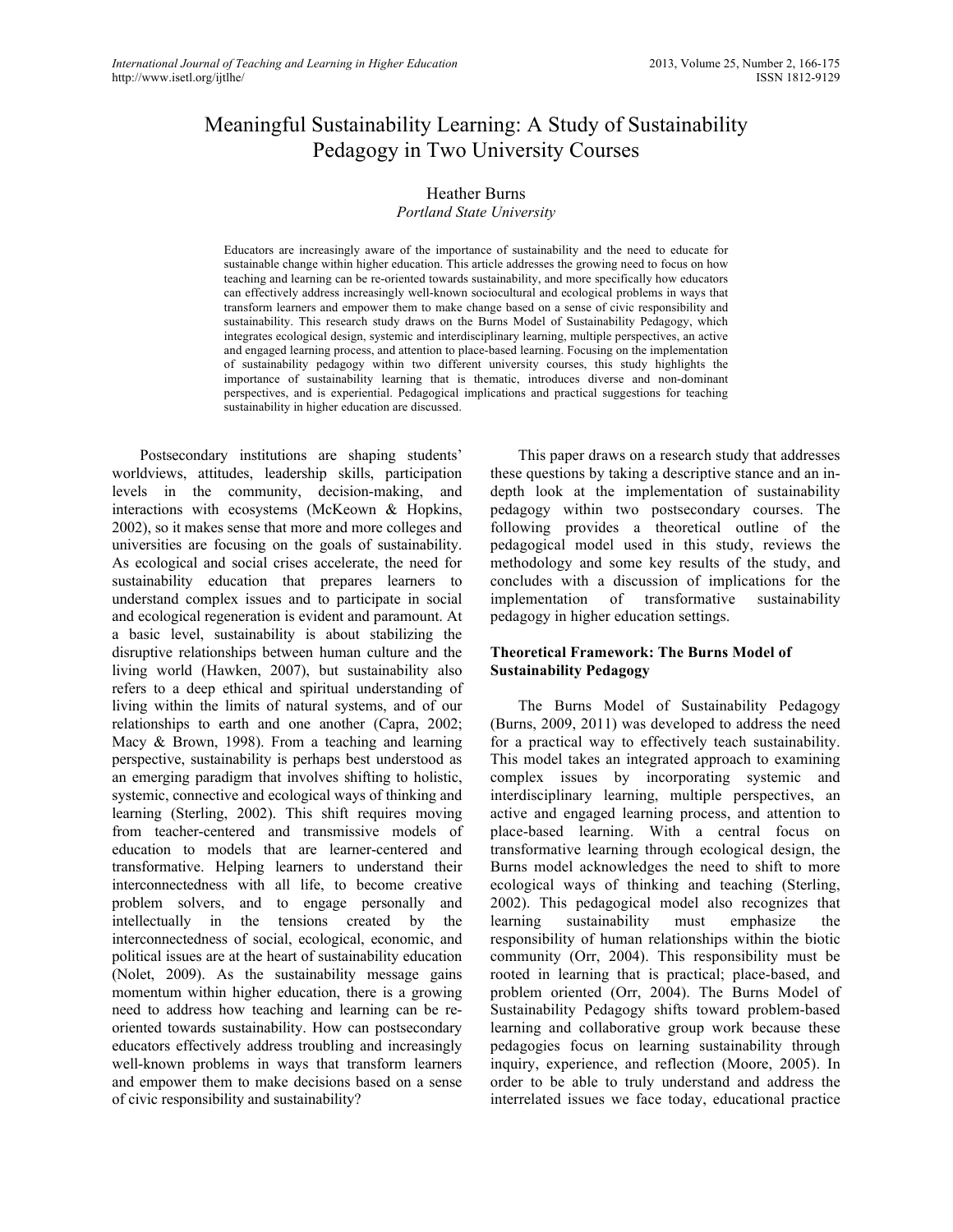# Meaningful Sustainability Learning: A Study of Sustainability Pedagogy in Two University Courses

Heather Burns  
*Portland State University*

Educators are increasingly aware of the importance of sustainability and the need to educate for sustainable change within higher education. This article addresses the growing need to focus on how teaching and learning can be re-oriented towards sustainability, and more specifically how educators can effectively address increasingly well-known sociocultural and ecological problems in ways that transform learners and empower them to make change based on a sense of civic responsibility and sustainability. This research study draws on the Burns Model of Sustainability Pedagogy, which integrates ecological design, systemic and interdisciplinary learning, multiple perspectives, an active and engaged learning process, and attention to place-based learning. Focusing on the implementation of sustainability pedagogy within two different university courses, this study highlights the importance of sustainability learning that is thematic, introduces diverse and non-dominant perspectives, and is experiential. Pedagogical implications and practical suggestions for teaching sustainability in higher education are discussed.

Postsecondary institutions are shaping students' worldviews, attitudes, leadership skills, participation levels in the community, decision-making, and interactions with ecosystems (McKeown & Hopkins, 2002), so it makes sense that more and more colleges and universities are focusing on the goals of sustainability. As ecological and social crises accelerate, the need for sustainability education that prepares learners to understand complex issues and to participate in social and ecological regeneration is evident and paramount. At a basic level, sustainability is about stabilizing the disruptive relationships between human culture and the living world (Hawken, 2007), but sustainability also refers to a deep ethical and spiritual understanding of living within the limits of natural systems, and of our relationships to earth and one another (Capra, 2002; Macy & Brown, 1998). From a teaching and learning perspective, sustainability is perhaps best understood as an emerging paradigm that involves shifting to holistic, systemic, connective and ecological ways of thinking and learning (Sterling, 2002). This shift requires moving from teacher-centered and transmissive models of education to models that are learner-centered and transformative. Helping learners to understand their interconnectedness with all life, to become creative problem solvers, and to engage personally and intellectually in the tensions created by the interconnectedness of social, ecological, economic, and political issues are at the heart of sustainability education (Nolet, 2009). As the sustainability message gains momentum within higher education, there is a growing need to address how teaching and learning can be re-oriented towards sustainability. How can postsecondary educators effectively address troubling and increasingly well-known problems in ways that transform learners and empower them to make decisions based on a sense of civic responsibility and sustainability?

This paper draws on a research study that addresses these questions by taking a descriptive stance and an in-depth look at the implementation of sustainability pedagogy within two postsecondary courses. The following provides a theoretical outline of the pedagogical model used in this study, reviews the methodology and some key results of the study, and concludes with a discussion of implications for the implementation of transformative sustainability pedagogy in higher education settings.

## Theoretical Framework: The Burns Model of Sustainability Pedagogy

The Burns Model of Sustainability Pedagogy (Burns, 2009, 2011) was developed to address the need for a practical way to effectively teach sustainability. This model takes an integrated approach to examining complex issues by incorporating systemic and interdisciplinary learning, multiple perspectives, an active and engaged learning process, and attention to place-based learning. With a central focus on transformative learning through ecological design, the Burns model acknowledges the need to shift to more ecological ways of thinking and teaching (Sterling, 2002). This pedagogical model also recognizes that learning sustainability must emphasize the responsibility of human relationships within the biotic community (Orr, 2004). This responsibility must be rooted in learning that is practical; place-based, and problem oriented (Orr, 2004). The Burns Model of Sustainability Pedagogy shifts toward problem-based learning and collaborative group work because these pedagogies focus on learning sustainability through inquiry, experience, and reflection (Moore, 2005). In order to be able to truly understand and address the interrelated issues we face today, educational practice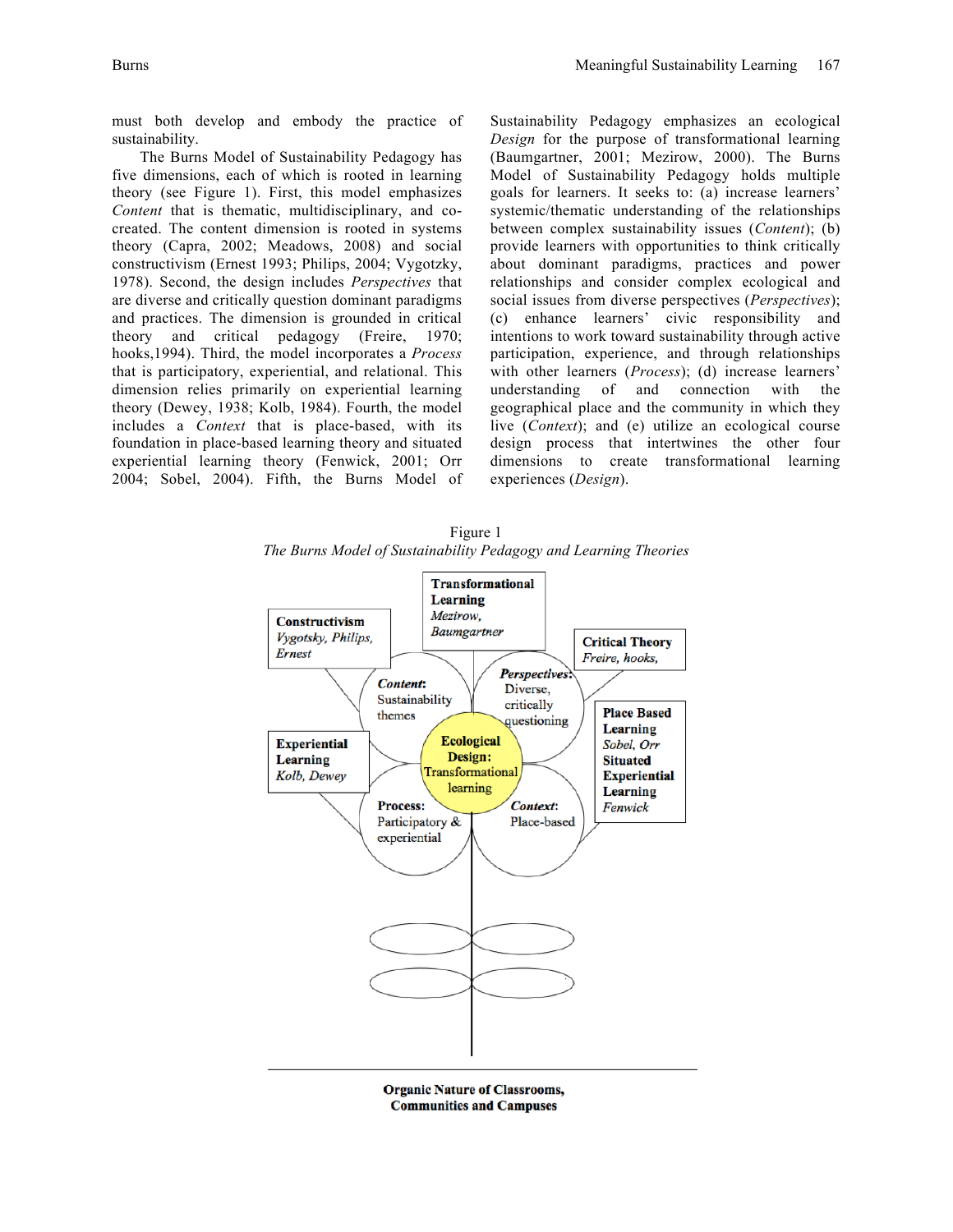must both develop and embody the practice of sustainability.

The Burns Model of Sustainability Pedagogy has five dimensions, each of which is rooted in learning theory (see Figure 1). First, this model emphasizes *Content* that is thematic, multidisciplinary, and co-created. The content dimension is rooted in systems theory (Capra, 2002; Meadows, 2008) and social constructivism (Ernest 1993; Philips, 2004; Vygotzky, 1978). Second, the design includes *Perspectives* that are diverse and critically question dominant paradigms and practices. The dimension is grounded in critical theory and critical pedagogy (Freire, 1970; hooks,1994). Third, the model incorporates a *Process* that is participatory, experiential, and relational. This dimension relies primarily on experiential learning theory (Dewey, 1938; Kolb, 1984). Fourth, the model includes a *Context* that is place-based, with its foundation in place-based learning theory and situated experiential learning theory (Fenwick, 2001; Orr 2004; Sobel, 2004). Fifth, the Burns Model of Sustainability Pedagogy emphasizes an ecological *Design* for the purpose of transformational learning (Baumgartner, 2001; Mezirow, 2000). The Burns Model of Sustainability Pedagogy holds multiple goals for learners. It seeks to: (a) increase learners' systemic/thematic understanding of the relationships between complex sustainability issues (*Content*); (b) provide learners with opportunities to think critically about dominant paradigms, practices and power relationships and consider complex ecological and social issues from diverse perspectives (*Perspectives*); (c) enhance learners' civic responsibility and intentions to work toward sustainability through active participation, experience, and through relationships with other learners (*Process*); (d) increase learners' understanding of and connection with the geographical place and the community in which they live (*Context*); and (e) utilize an ecological course design process that intertwines the other four dimensions to create transformational learning experiences (*Design*).

Figure 1

*The Burns Model of Sustainability Pedagogy and Learning Theories*

**Transformational Learning** *Mezirow, Baumgartner*

**Constructivism** *Vygotsky, Philips, Ernest*

**Critical Theory** *Freire, hooks,*

***Content*:** Sustainability themes

***Perspectives*:** Diverse, critically questioning

**Experiential Learning** *Kolb, Dewey*

**Ecological Design: Transformational learning**

**Place Based Learning** *Sobel, Orr* **Situated Experiential Learning** *Fenwick*

**Process:** Participatory & experiential

***Context*:** Place-based

**Organic Nature of Classrooms, Communities and Campuses**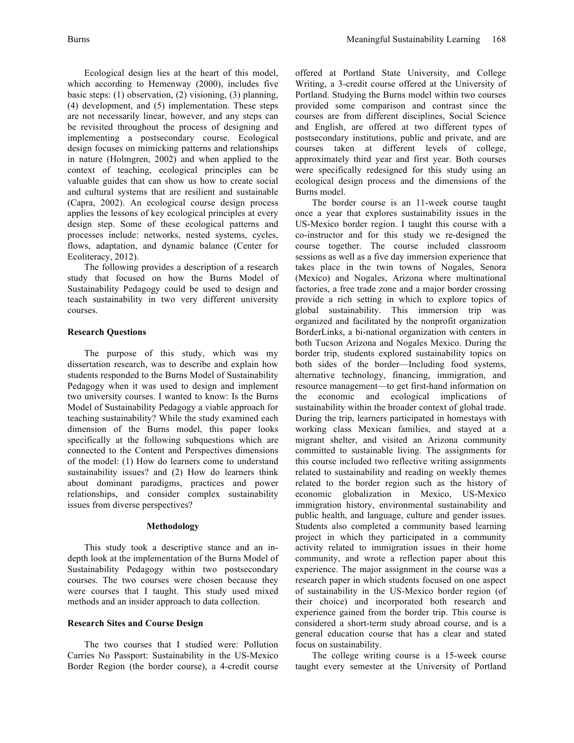Ecological design lies at the heart of this model, which according to Hemenway (2000), includes five basic steps: (1) observation, (2) visioning, (3) planning, (4) development, and (5) implementation. These steps are not necessarily linear, however, and any steps can be revisited throughout the process of designing and implementing a postsecondary course. Ecological design focuses on mimicking patterns and relationships in nature (Holmgren, 2002) and when applied to the context of teaching, ecological principles can be valuable guides that can show us how to create social and cultural systems that are resilient and sustainable (Capra, 2002). An ecological course design process applies the lessons of key ecological principles at every design step. Some of these ecological patterns and processes include: networks, nested systems, cycles, flows, adaptation, and dynamic balance (Center for Ecoliteracy, 2012).

The following provides a description of a research study that focused on how the Burns Model of Sustainability Pedagogy could be used to design and teach sustainability in two very different university courses.

### Research Questions

The purpose of this study, which was my dissertation research, was to describe and explain how students responded to the Burns Model of Sustainability Pedagogy when it was used to design and implement two university courses. I wanted to know: Is the Burns Model of Sustainability Pedagogy a viable approach for teaching sustainability? While the study examined each dimension of the Burns model, this paper looks specifically at the following subquestions which are connected to the Content and Perspectives dimensions of the model: (1) How do learners come to understand sustainability issues? and (2) How do learners think about dominant paradigms, practices and power relationships, and consider complex sustainability issues from diverse perspectives?

## Methodology

This study took a descriptive stance and an in-depth look at the implementation of the Burns Model of Sustainability Pedagogy within two postsecondary courses. The two courses were chosen because they were courses that I taught. This study used mixed methods and an insider approach to data collection.

### Research Sites and Course Design

The two courses that I studied were: Pollution Carries No Passport: Sustainability in the US-Mexico Border Region (the border course), a 4-credit course offered at Portland State University, and College Writing, a 3-credit course offered at the University of Portland. Studying the Burns model within two courses provided some comparison and contrast since the courses are from different disciplines, Social Science and English, are offered at two different types of postsecondary institutions, public and private, and are courses taken at different levels of college, approximately third year and first year. Both courses were specifically redesigned for this study using an ecological design process and the dimensions of the Burns model.

The border course is an 11-week course taught once a year that explores sustainability issues in the US-Mexico border region. I taught this course with a co-instructor and for this study we re-designed the course together. The course included classroom sessions as well as a five day immersion experience that takes place in the twin towns of Nogales, Senora (Mexico) and Nogales, Arizona where multinational factories, a free trade zone and a major border crossing provide a rich setting in which to explore topics of global sustainability. This immersion trip was organized and facilitated by the nonprofit organization BorderLinks, a bi-national organization with centers in both Tucson Arizona and Nogales Mexico. During the border trip, students explored sustainability topics on both sides of the border—Including food systems, alternative technology, financing, immigration, and resource management—to get first-hand information on the economic and ecological implications of sustainability within the broader context of global trade. During the trip, learners participated in homestays with working class Mexican families, and stayed at a migrant shelter, and visited an Arizona community committed to sustainable living. The assignments for this course included two reflective writing assignments related to sustainability and reading on weekly themes related to the border region such as the history of economic globalization in Mexico, US-Mexico immigration history, environmental sustainability and public health, and language, culture and gender issues. Students also completed a community based learning project in which they participated in a community activity related to immigration issues in their home community, and wrote a reflection paper about this experience. The major assignment in the course was a research paper in which students focused on one aspect of sustainability in the US-Mexico border region (of their choice) and incorporated both research and experience gained from the border trip. This course is considered a short-term study abroad course, and is a general education course that has a clear and stated focus on sustainability.

The college writing course is a 15-week course taught every semester at the University of Portland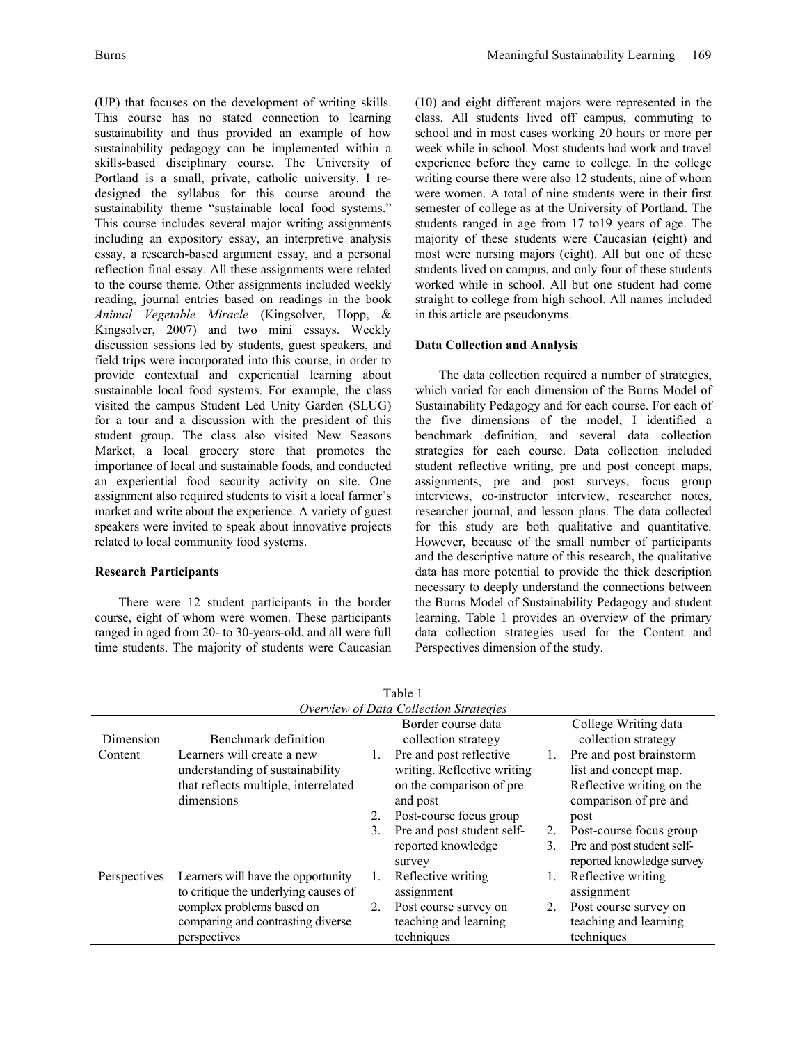(UP) that focuses on the development of writing skills. This course has no stated connection to learning sustainability and thus provided an example of how sustainability pedagogy can be implemented within a skills-based disciplinary course. The University of Portland is a small, private, catholic university. I re-designed the syllabus for this course around the sustainability theme "sustainable local food systems." This course includes several major writing assignments including an expository essay, an interpretive analysis essay, a research-based argument essay, and a personal reflection final essay. All these assignments were related to the course theme. Other assignments included weekly reading, journal entries based on readings in the book *Animal Vegetable Miracle* (Kingsolver, Hopp, & Kingsolver, 2007) and two mini essays. Weekly discussion sessions led by students, guest speakers, and field trips were incorporated into this course, in order to provide contextual and experiential learning about sustainable local food systems. For example, the class visited the campus Student Led Unity Garden (SLUG) for a tour and a discussion with the president of this student group. The class also visited New Seasons Market, a local grocery store that promotes the importance of local and sustainable foods, and conducted an experiential food security activity on site. One assignment also required students to visit a local farmer's market and write about the experience. A variety of guest speakers were invited to speak about innovative projects related to local community food systems.

**Research Participants**

There were 12 student participants in the border course, eight of whom were women. These participants ranged in aged from 20- to 30-years-old, and all were full time students. The majority of students were Caucasian (10) and eight different majors were represented in the class. All students lived off campus, commuting to school and in most cases working 20 hours or more per week while in school. Most students had work and travel experience before they came to college. In the college writing course there were also 12 students, nine of whom were women. A total of nine students were in their first semester of college as at the University of Portland. The students ranged in age from 17 to19 years of age. The majority of these students were Caucasian (eight) and most were nursing majors (eight). All but one of these students lived on campus, and only four of these students worked while in school. All but one student had come straight to college from high school. All names included in this article are pseudonyms.

**Data Collection and Analysis**

The data collection required a number of strategies, which varied for each dimension of the Burns Model of Sustainability Pedagogy and for each course. For each of the five dimensions of the model, I identified a benchmark definition, and several data collection strategies for each course. Data collection included student reflective writing, pre and post concept maps, assignments, pre and post surveys, focus group interviews, co-instructor interview, researcher notes, researcher journal, and lesson plans. The data collected for this study are both qualitative and quantitative. However, because of the small number of participants and the descriptive nature of this research, the qualitative data has more potential to provide the thick description necessary to deeply understand the connections between the Burns Model of Sustainability Pedagogy and student learning. Table 1 provides an overview of the primary data collection strategies used for the Content and Perspectives dimension of the study.

Table 1
*Overview of Data Collection Strategies*

| Dimension | Benchmark definition | Border course data collection strategy | College Writing data collection strategy |
|---|---|---|---|
| Content | Learners will create a new understanding of sustainability that reflects multiple, interrelated dimensions | 1. Pre and post reflective writing. Reflective writing on the comparison of pre and post<br>2. Post-course focus group<br>3. Pre and post student self-reported knowledge survey | 1. Pre and post brainstorm list and concept map. Reflective writing on the comparison of pre and post<br>2. Post-course focus group<br>3. Pre and post student self-reported knowledge survey |
| Perspectives | Learners will have the opportunity to critique the underlying causes of complex problems based on comparing and contrasting diverse perspectives | 1. Reflective writing assignment<br>2. Post course survey on teaching and learning techniques | 1. Reflective writing assignment<br>2. Post course survey on teaching and learning techniques |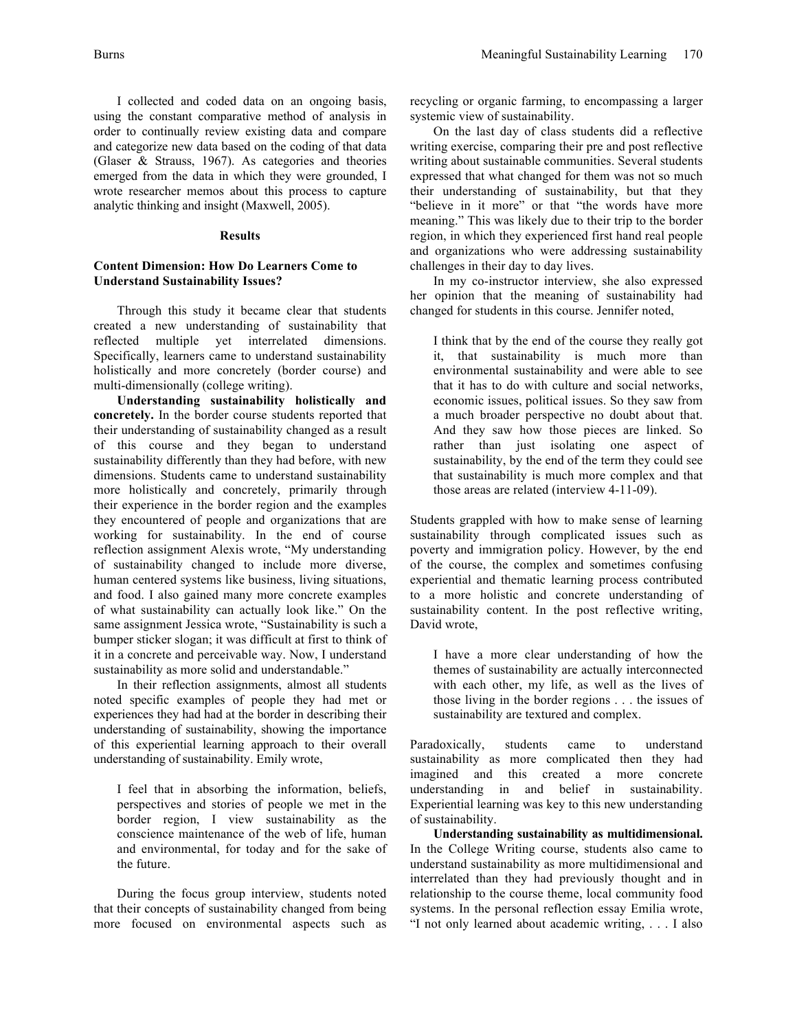I collected and coded data on an ongoing basis, using the constant comparative method of analysis in order to continually review existing data and compare and categorize new data based on the coding of that data (Glaser & Strauss, 1967). As categories and theories emerged from the data in which they were grounded, I wrote researcher memos about this process to capture analytic thinking and insight (Maxwell, 2005).

## Results

### Content Dimension: How Do Learners Come to Understand Sustainability Issues?

Through this study it became clear that students created a new understanding of sustainability that reflected multiple yet interrelated dimensions. Specifically, learners came to understand sustainability holistically and more concretely (border course) and multi-dimensionally (college writing).

**Understanding sustainability holistically and concretely.** In the border course students reported that their understanding of sustainability changed as a result of this course and they began to understand sustainability differently than they had before, with new dimensions. Students came to understand sustainability more holistically and concretely, primarily through their experience in the border region and the examples they encountered of people and organizations that are working for sustainability. In the end of course reflection assignment Alexis wrote, "My understanding of sustainability changed to include more diverse, human centered systems like business, living situations, and food. I also gained many more concrete examples of what sustainability can actually look like." On the same assignment Jessica wrote, "Sustainability is such a bumper sticker slogan; it was difficult at first to think of it in a concrete and perceivable way. Now, I understand sustainability as more solid and understandable."

In their reflection assignments, almost all students noted specific examples of people they had met or experiences they had had at the border in describing their understanding of sustainability, showing the importance of this experiential learning approach to their overall understanding of sustainability. Emily wrote,

> I feel that in absorbing the information, beliefs, perspectives and stories of people we met in the border region, I view sustainability as the conscience maintenance of the web of life, human and environmental, for today and for the sake of the future.

During the focus group interview, students noted that their concepts of sustainability changed from being more focused on environmental aspects such as recycling or organic farming, to encompassing a larger systemic view of sustainability.

On the last day of class students did a reflective writing exercise, comparing their pre and post reflective writing about sustainable communities. Several students expressed that what changed for them was not so much their understanding of sustainability, but that they "believe in it more" or that "the words have more meaning." This was likely due to their trip to the border region, in which they experienced first hand real people and organizations who were addressing sustainability challenges in their day to day lives.

In my co-instructor interview, she also expressed her opinion that the meaning of sustainability had changed for students in this course. Jennifer noted,

> I think that by the end of the course they really got it, that sustainability is much more than environmental sustainability and were able to see that it has to do with culture and social networks, economic issues, political issues. So they saw from a much broader perspective no doubt about that. And they saw how those pieces are linked. So rather than just isolating one aspect of sustainability, by the end of the term they could see that sustainability is much more complex and that those areas are related (interview 4-11-09).

Students grappled with how to make sense of learning sustainability through complicated issues such as poverty and immigration policy. However, by the end of the course, the complex and sometimes confusing experiential and thematic learning process contributed to a more holistic and concrete understanding of sustainability content. In the post reflective writing, David wrote,

> I have a more clear understanding of how the themes of sustainability are actually interconnected with each other, my life, as well as the lives of those living in the border regions . . . the issues of sustainability are textured and complex.

Paradoxically, students came to understand sustainability as more complicated then they had imagined and this created a more concrete understanding in and belief in sustainability. Experiential learning was key to this new understanding of sustainability.

**Understanding sustainability as multidimensional.** In the College Writing course, students also came to understand sustainability as more multidimensional and interrelated than they had previously thought and in relationship to the course theme, local community food systems. In the personal reflection essay Emilia wrote, "I not only learned about academic writing, . . . I also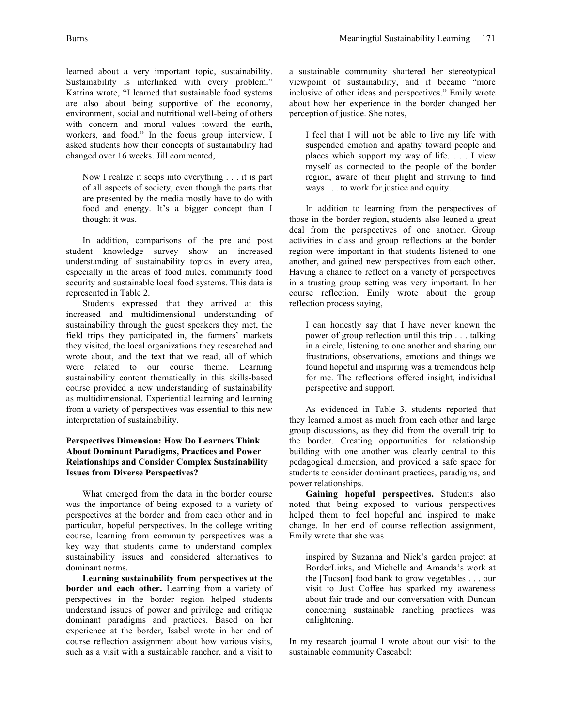learned about a very important topic, sustainability. Sustainability is interlinked with every problem." Katrina wrote, "I learned that sustainable food systems are also about being supportive of the economy, environment, social and nutritional well-being of others with concern and moral values toward the earth, workers, and food." In the focus group interview, I asked students how their concepts of sustainability had changed over 16 weeks. Jill commented,

> Now I realize it seeps into everything . . . it is part of all aspects of society, even though the parts that are presented by the media mostly have to do with food and energy. It's a bigger concept than I thought it was.

In addition, comparisons of the pre and post student knowledge survey show an increased understanding of sustainability topics in every area, especially in the areas of food miles, community food security and sustainable local food systems. This data is represented in Table 2.

Students expressed that they arrived at this increased and multidimensional understanding of sustainability through the guest speakers they met, the field trips they participated in, the farmers' markets they visited, the local organizations they researched and wrote about, and the text that we read, all of which were related to our course theme. Learning sustainability content thematically in this skills-based course provided a new understanding of sustainability as multidimensional. Experiential learning and learning from a variety of perspectives was essential to this new interpretation of sustainability.

### Perspectives Dimension: How Do Learners Think About Dominant Paradigms, Practices and Power Relationships and Consider Complex Sustainability Issues from Diverse Perspectives?

What emerged from the data in the border course was the importance of being exposed to a variety of perspectives at the border and from each other and in particular, hopeful perspectives. In the college writing course, learning from community perspectives was a key way that students came to understand complex sustainability issues and considered alternatives to dominant norms.

**Learning sustainability from perspectives at the border and each other.** Learning from a variety of perspectives in the border region helped students understand issues of power and privilege and critique dominant paradigms and practices. Based on her experience at the border, Isabel wrote in her end of course reflection assignment about how various visits, such as a visit with a sustainable rancher, and a visit to a sustainable community shattered her stereotypical viewpoint of sustainability, and it became "more inclusive of other ideas and perspectives." Emily wrote about how her experience in the border changed her perception of justice. She notes,

> I feel that I will not be able to live my life with suspended emotion and apathy toward people and places which support my way of life. . . . I view myself as connected to the people of the border region, aware of their plight and striving to find ways . . . to work for justice and equity.

In addition to learning from the perspectives of those in the border region, students also leaned a great deal from the perspectives of one another. Group activities in class and group reflections at the border region were important in that students listened to one another, and gained new perspectives from each other**.** Having a chance to reflect on a variety of perspectives in a trusting group setting was very important. In her course reflection, Emily wrote about the group reflection process saying,

> I can honestly say that I have never known the power of group reflection until this trip . . . talking in a circle, listening to one another and sharing our frustrations, observations, emotions and things we found hopeful and inspiring was a tremendous help for me. The reflections offered insight, individual perspective and support.

As evidenced in Table 3, students reported that they learned almost as much from each other and large group discussions, as they did from the overall trip to the border. Creating opportunities for relationship building with one another was clearly central to this pedagogical dimension, and provided a safe space for students to consider dominant practices, paradigms, and power relationships.

**Gaining hopeful perspectives.** Students also noted that being exposed to various perspectives helped them to feel hopeful and inspired to make change. In her end of course reflection assignment, Emily wrote that she was

> inspired by Suzanna and Nick's garden project at BorderLinks, and Michelle and Amanda's work at the [Tucson] food bank to grow vegetables . . . our visit to Just Coffee has sparked my awareness about fair trade and our conversation with Duncan concerning sustainable ranching practices was enlightening.

In my research journal I wrote about our visit to the sustainable community Cascabel: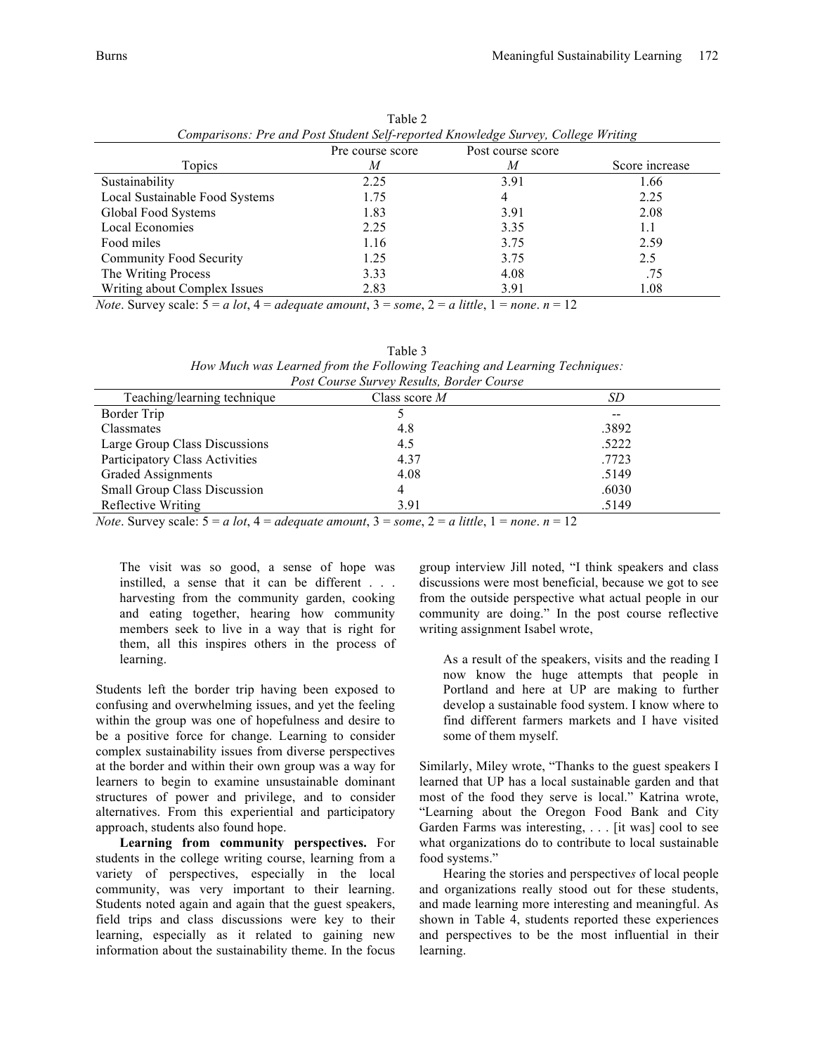Table 2

*Comparisons: Pre and Post Student Self-reported Knowledge Survey, College Writing*

| Topics | Pre course score *M* | Post course score *M* | Score increase |
|---|---|---|---|
| Sustainability | 2.25 | 3.91 | 1.66 |
| Local Sustainable Food Systems | 1.75 | 4 | 2.25 |
| Global Food Systems | 1.83 | 3.91 | 2.08 |
| Local Economies | 2.25 | 3.35 | 1.1 |
| Food miles | 1.16 | 3.75 | 2.59 |
| Community Food Security | 1.25 | 3.75 | 2.5 |
| The Writing Process | 3.33 | 4.08 | .75 |
| Writing about Complex Issues | 2.83 | 3.91 | 1.08 |

*Note*. Survey scale: 5 = *a lot*, 4 = *adequate amount*, 3 = *some*, 2 = *a little*, 1 = *none*. *n* = 12

Table 3

*How Much was Learned from the Following Teaching and Learning Techniques: Post Course Survey Results, Border Course*

| Teaching/learning technique | Class score *M* | *SD* |
|---|---|---|
| Border Trip | 5 | -- |
| Classmates | 4.8 | .3892 |
| Large Group Class Discussions | 4.5 | .5222 |
| Participatory Class Activities | 4.37 | .7723 |
| Graded Assignments | 4.08 | .5149 |
| Small Group Class Discussion | 4 | .6030 |
| Reflective Writing | 3.91 | .5149 |

*Note*. Survey scale: 5 = *a lot*, 4 = *adequate amount*, 3 = *some*, 2 = *a little*, 1 = *none*. *n* = 12

> The visit was so good, a sense of hope was instilled, a sense that it can be different . . . harvesting from the community garden, cooking and eating together, hearing how community members seek to live in a way that is right for them, all this inspires others in the process of learning.

Students left the border trip having been exposed to confusing and overwhelming issues, and yet the feeling within the group was one of hopefulness and desire to be a positive force for change. Learning to consider complex sustainability issues from diverse perspectives at the border and within their own group was a way for learners to begin to examine unsustainable dominant structures of power and privilege, and to consider alternatives. From this experiential and participatory approach, students also found hope.

**Learning from community perspectives.** For students in the college writing course, learning from a variety of perspectives, especially in the local community, was very important to their learning. Students noted again and again that the guest speakers, field trips and class discussions were key to their learning, especially as it related to gaining new information about the sustainability theme. In the focus group interview Jill noted, "I think speakers and class discussions were most beneficial, because we got to see from the outside perspective what actual people in our community are doing." In the post course reflective writing assignment Isabel wrote,

> As a result of the speakers, visits and the reading I now know the huge attempts that people in Portland and here at UP are making to further develop a sustainable food system. I know where to find different farmers markets and I have visited some of them myself.

Similarly, Miley wrote, "Thanks to the guest speakers I learned that UP has a local sustainable garden and that most of the food they serve is local." Katrina wrote, "Learning about the Oregon Food Bank and City Garden Farms was interesting, . . . [it was] cool to see what organizations do to contribute to local sustainable food systems."

Hearing the stories and perspective*s* of local people and organizations really stood out for these students, and made learning more interesting and meaningful. As shown in Table 4, students reported these experiences and perspectives to be the most influential in their learning.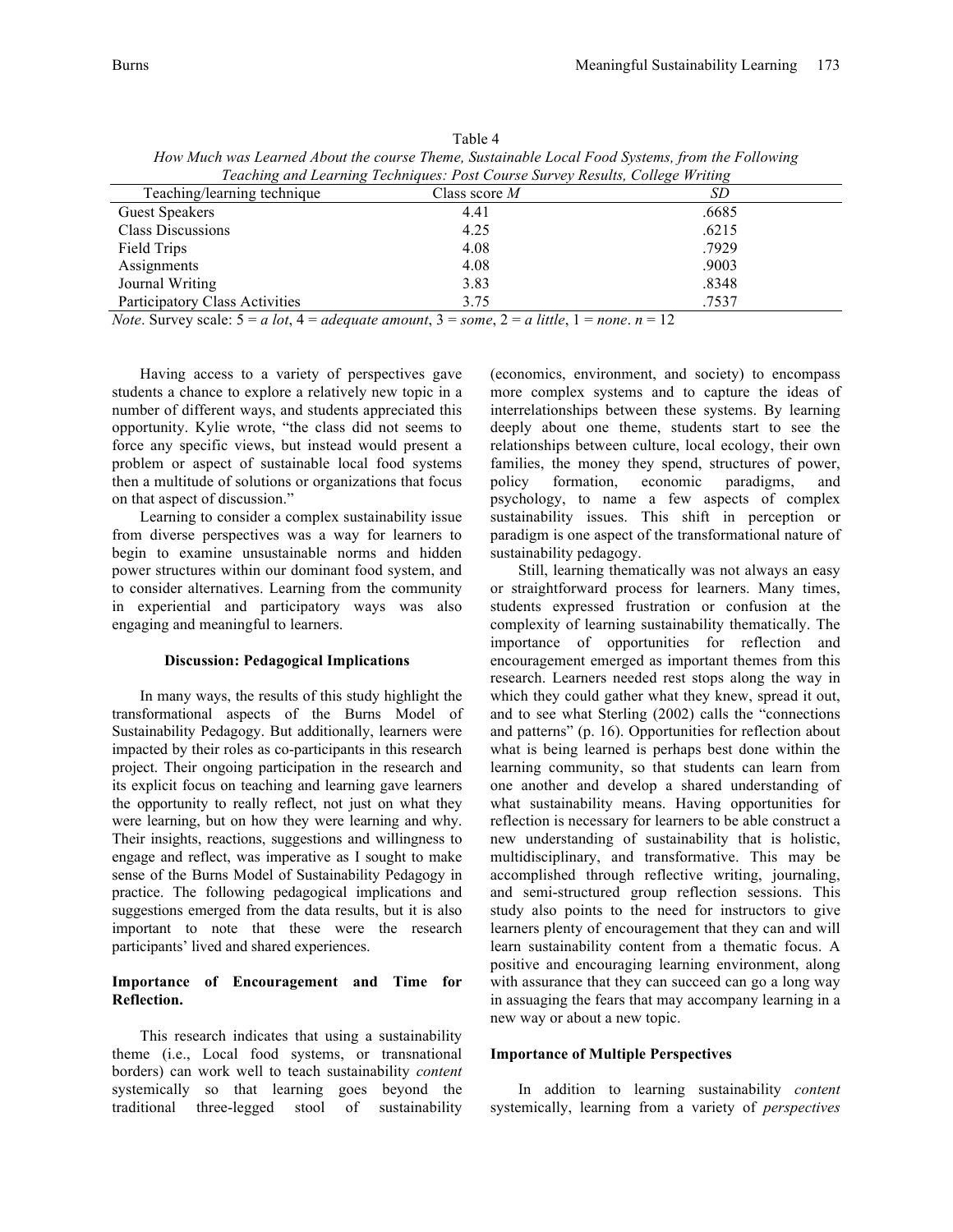Table 4

*How Much was Learned About the course Theme, Sustainable Local Food Systems, from the Following Teaching and Learning Techniques: Post Course Survey Results, College Writing*

| Teaching/learning technique | Class score *M* | *SD* |
|---|---|---|
| Guest Speakers | 4.41 | .6685 |
| Class Discussions | 4.25 | .6215 |
| Field Trips | 4.08 | .7929 |
| Assignments | 4.08 | .9003 |
| Journal Writing | 3.83 | .8348 |
| Participatory Class Activities | 3.75 | .7537 |

*Note*. Survey scale: 5 = *a lot*, 4 = *adequate amount*, 3 = *some*, 2 = *a little*, 1 = *none*. *n* = 12

Having access to a variety of perspectives gave students a chance to explore a relatively new topic in a number of different ways, and students appreciated this opportunity. Kylie wrote, "the class did not seems to force any specific views, but instead would present a problem or aspect of sustainable local food systems then a multitude of solutions or organizations that focus on that aspect of discussion."

Learning to consider a complex sustainability issue from diverse perspectives was a way for learners to begin to examine unsustainable norms and hidden power structures within our dominant food system, and to consider alternatives. Learning from the community in experiential and participatory ways was also engaging and meaningful to learners.

## Discussion: Pedagogical Implications

In many ways, the results of this study highlight the transformational aspects of the Burns Model of Sustainability Pedagogy. But additionally, learners were impacted by their roles as co-participants in this research project. Their ongoing participation in the research and its explicit focus on teaching and learning gave learners the opportunity to really reflect, not just on what they were learning, but on how they were learning and why. Their insights, reactions, suggestions and willingness to engage and reflect, was imperative as I sought to make sense of the Burns Model of Sustainability Pedagogy in practice. The following pedagogical implications and suggestions emerged from the data results, but it is also important to note that these were the research participants' lived and shared experiences.

### Importance of Encouragement and Time for Reflection.

This research indicates that using a sustainability theme (i.e., Local food systems, or transnational borders) can work well to teach sustainability *content* systemically so that learning goes beyond the traditional three-legged stool of sustainability (economics, environment, and society) to encompass more complex systems and to capture the ideas of interrelationships between these systems. By learning deeply about one theme, students start to see the relationships between culture, local ecology, their own families, the money they spend, structures of power, policy formation, economic paradigms, and psychology, to name a few aspects of complex sustainability issues. This shift in perception or paradigm is one aspect of the transformational nature of sustainability pedagogy.

Still, learning thematically was not always an easy or straightforward process for learners. Many times, students expressed frustration or confusion at the complexity of learning sustainability thematically. The importance of opportunities for reflection and encouragement emerged as important themes from this research. Learners needed rest stops along the way in which they could gather what they knew, spread it out, and to see what Sterling (2002) calls the "connections and patterns" (p. 16). Opportunities for reflection about what is being learned is perhaps best done within the learning community, so that students can learn from one another and develop a shared understanding of what sustainability means. Having opportunities for reflection is necessary for learners to be able construct a new understanding of sustainability that is holistic, multidisciplinary, and transformative. This may be accomplished through reflective writing, journaling, and semi-structured group reflection sessions. This study also points to the need for instructors to give learners plenty of encouragement that they can and will learn sustainability content from a thematic focus. A positive and encouraging learning environment, along with assurance that they can succeed can go a long way in assuaging the fears that may accompany learning in a new way or about a new topic.

### Importance of Multiple Perspectives

In addition to learning sustainability *content* systemically, learning from a variety of *perspectives*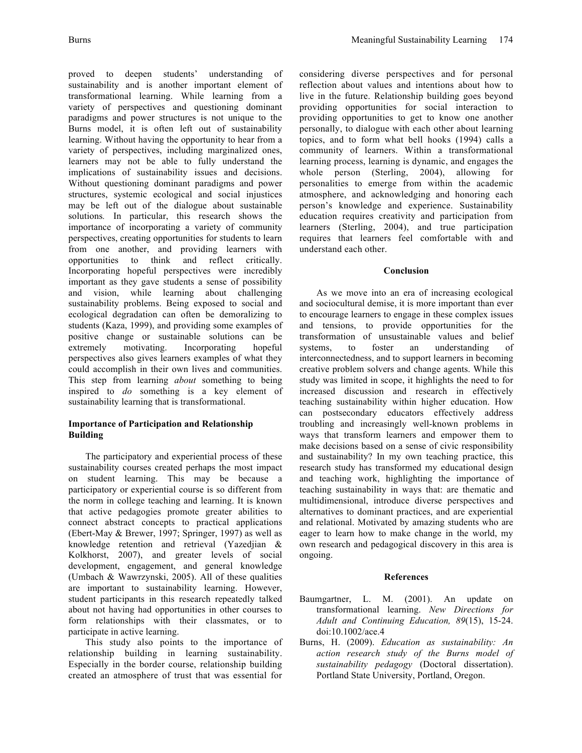proved to deepen students' understanding of sustainability and is another important element of transformational learning. While learning from a variety of perspectives and questioning dominant paradigms and power structures is not unique to the Burns model, it is often left out of sustainability learning. Without having the opportunity to hear from a variety of perspectives, including marginalized ones, learners may not be able to fully understand the implications of sustainability issues and decisions. Without questioning dominant paradigms and power structures, systemic ecological and social injustices may be left out of the dialogue about sustainable solutions. In particular, this research shows the importance of incorporating a variety of community perspectives, creating opportunities for students to learn from one another, and providing learners with opportunities to think and reflect critically. Incorporating hopeful perspectives were incredibly important as they gave students a sense of possibility and vision, while learning about challenging sustainability problems. Being exposed to social and ecological degradation can often be demoralizing to students (Kaza, 1999), and providing some examples of positive change or sustainable solutions can be extremely motivating. Incorporating hopeful perspectives also gives learners examples of what they could accomplish in their own lives and communities. This step from learning *about* something to being inspired to *do* something is a key element of sustainability learning that is transformational.

### Importance of Participation and Relationship Building

The participatory and experiential process of these sustainability courses created perhaps the most impact on student learning. This may be because a participatory or experiential course is so different from the norm in college teaching and learning. It is known that active pedagogies promote greater abilities to connect abstract concepts to practical applications (Ebert-May & Brewer, 1997; Springer, 1997) as well as knowledge retention and retrieval (Yazedjian & Kolkhorst, 2007), and greater levels of social development, engagement, and general knowledge (Umbach & Wawrzynski, 2005). All of these qualities are important to sustainability learning. However, student participants in this research repeatedly talked about not having had opportunities in other courses to form relationships with their classmates, or to participate in active learning.

This study also points to the importance of relationship building in learning sustainability. Especially in the border course, relationship building created an atmosphere of trust that was essential for considering diverse perspectives and for personal reflection about values and intentions about how to live in the future. Relationship building goes beyond providing opportunities for social interaction to providing opportunities to get to know one another personally, to dialogue with each other about learning topics, and to form what bell hooks (1994) calls a community of learners. Within a transformational learning process, learning is dynamic, and engages the whole person (Sterling, 2004), allowing for personalities to emerge from within the academic atmosphere, and acknowledging and honoring each person's knowledge and experience. Sustainability education requires creativity and participation from learners (Sterling, 2004), and true participation requires that learners feel comfortable with and understand each other.

## Conclusion

As we move into an era of increasing ecological and sociocultural demise, it is more important than ever to encourage learners to engage in these complex issues and tensions, to provide opportunities for the transformation of unsustainable values and belief systems, to foster an understanding of interconnectedness, and to support learners in becoming creative problem solvers and change agents. While this study was limited in scope, it highlights the need to for increased discussion and research in effectively teaching sustainability within higher education. How can postsecondary educators effectively address troubling and increasingly well-known problems in ways that transform learners and empower them to make decisions based on a sense of civic responsibility and sustainability? In my own teaching practice, this research study has transformed my educational design and teaching work, highlighting the importance of teaching sustainability in ways that: are thematic and multidimensional, introduce diverse perspectives and alternatives to dominant practices, and are experiential and relational. Motivated by amazing students who are eager to learn how to make change in the world, my own research and pedagogical discovery in this area is ongoing.

## References

Baumgartner, L. M. (2001). An update on transformational learning. *New Directions for Adult and Continuing Education, 89*(15), 15-24. doi:10.1002/ace.4

Burns, H. (2009). *Education as sustainability: An action research study of the Burns model of sustainability pedagogy* (Doctoral dissertation). Portland State University, Portland, Oregon.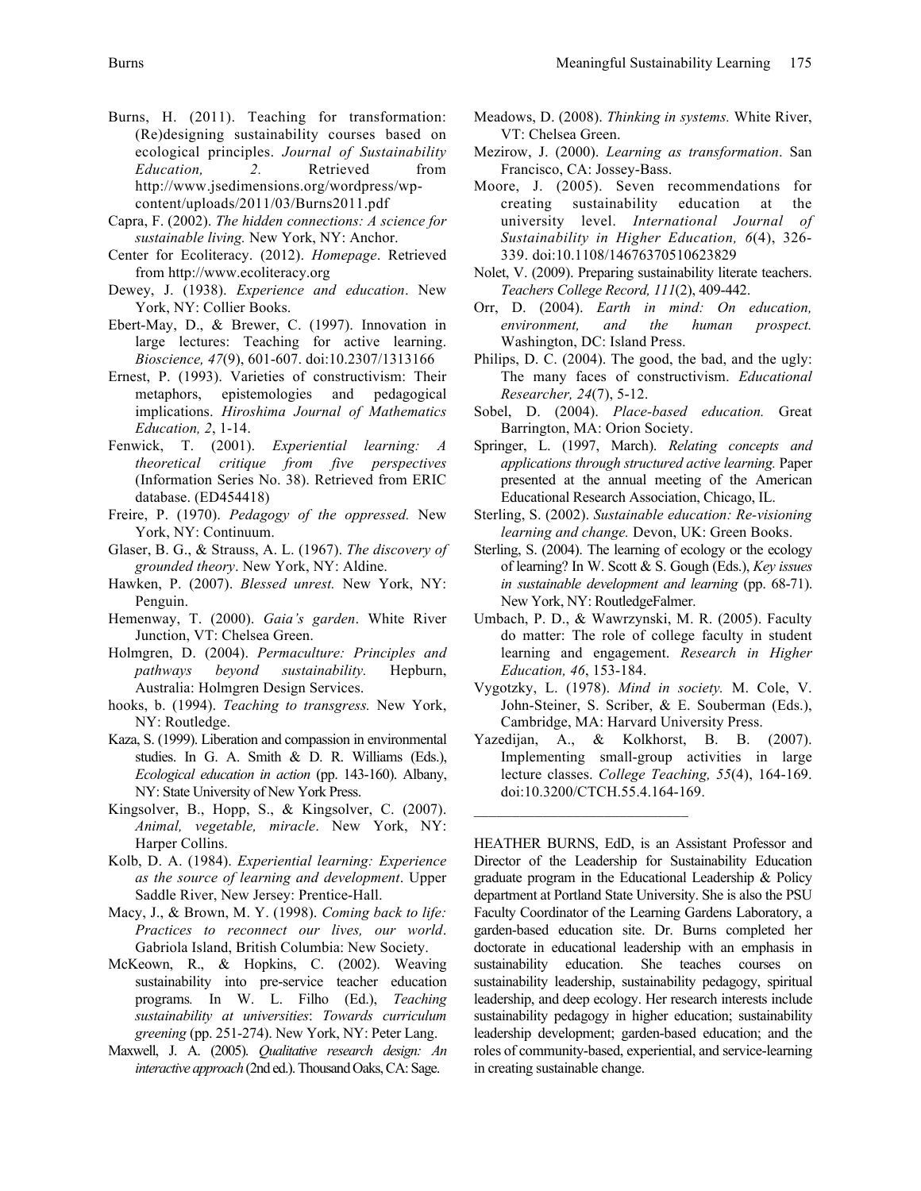Burns, H. (2011). Teaching for transformation: (Re)designing sustainability courses based on ecological principles. *Journal of Sustainability Education, 2.* Retrieved from http://www.jsedimensions.org/wordpress/wp-content/uploads/2011/03/Burns2011.pdf

Capra, F. (2002). *The hidden connections: A science for sustainable living.* New York, NY: Anchor.

Center for Ecoliteracy. (2012). *Homepage*. Retrieved from http://www.ecoliteracy.org

Dewey, J. (1938). *Experience and education*. New York, NY: Collier Books.

Ebert-May, D., & Brewer, C. (1997). Innovation in large lectures: Teaching for active learning. *Bioscience, 47*(9), 601-607. doi:10.2307/1313166

Ernest, P. (1993). Varieties of constructivism: Their metaphors, epistemologies and pedagogical implications. *Hiroshima Journal of Mathematics Education, 2*, 1-14.

Fenwick, T. (2001). *Experiential learning: A theoretical critique from five perspectives* (Information Series No. 38). Retrieved from ERIC database. (ED454418)

Freire, P. (1970). *Pedagogy of the oppressed.* New York, NY: Continuum.

Glaser, B. G., & Strauss, A. L. (1967). *The discovery of grounded theory*. New York, NY: Aldine.

Hawken, P. (2007). *Blessed unrest.* New York, NY: Penguin.

Hemenway, T. (2000). *Gaia's garden*. White River Junction, VT: Chelsea Green.

Holmgren, D. (2004). *Permaculture: Principles and pathways beyond sustainability.* Hepburn, Australia: Holmgren Design Services.

hooks, b. (1994). *Teaching to transgress.* New York, NY: Routledge.

Kaza, S. (1999). Liberation and compassion in environmental studies. In G. A. Smith & D. R. Williams (Eds.), *Ecological education in action* (pp. 143-160). Albany, NY: State University of New York Press.

Kingsolver, B., Hopp, S., & Kingsolver, C. (2007). *Animal, vegetable, miracle*. New York, NY: Harper Collins.

Kolb, D. A. (1984). *Experiential learning: Experience as the source of learning and development*. Upper Saddle River, New Jersey: Prentice-Hall.

Macy, J., & Brown, M. Y. (1998). *Coming back to life: Practices to reconnect our lives, our world*. Gabriola Island, British Columbia: New Society.

McKeown, R., & Hopkins, C. (2002). Weaving sustainability into pre-service teacher education programs*.* In W. L. Filho (Ed.), *Teaching sustainability at universities*: *Towards curriculum greening* (pp. 251-274). New York, NY: Peter Lang.

Maxwell, J. A. (2005). *Qualitative research design: An interactive approach* (2nd ed.). Thousand Oaks, CA: Sage.

Meadows, D. (2008). *Thinking in systems.* White River, VT: Chelsea Green.

Mezirow, J. (2000). *Learning as transformation*. San Francisco, CA: Jossey-Bass.

Moore, J. (2005). Seven recommendations for creating sustainability education at the university level. *International Journal of Sustainability in Higher Education, 6*(4), 326-339. doi:10.1108/14676370510623829

Nolet, V. (2009). Preparing sustainability literate teachers. *Teachers College Record, 111*(2), 409-442.

Orr, D. (2004). *Earth in mind: On education, environment, and the human prospect.* Washington, DC: Island Press.

Philips, D. C. (2004). The good, the bad, and the ugly: The many faces of constructivism. *Educational Researcher, 24*(7), 5-12.

Sobel, D. (2004). *Place-based education.* Great Barrington, MA: Orion Society.

Springer, L. (1997, March). *Relating concepts and applications through structured active learning.* Paper presented at the annual meeting of the American Educational Research Association, Chicago, IL.

Sterling, S. (2002). *Sustainable education: Re-visioning learning and change.* Devon, UK: Green Books.

Sterling, S. (2004). The learning of ecology or the ecology of learning? In W. Scott & S. Gough (Eds.), *Key issues in sustainable development and learning* (pp. 68-71). New York, NY: RoutledgeFalmer.

Umbach, P. D., & Wawrzynski, M. R. (2005). Faculty do matter: The role of college faculty in student learning and engagement. *Research in Higher Education, 46*, 153-184.

Vygotzky, L. (1978). *Mind in society.* M. Cole, V. John-Steiner, S. Scriber, & E. Souberman (Eds.), Cambridge, MA: Harvard University Press.

Yazedijan, A., & Kolkhorst, B. B. (2007). Implementing small-group activities in large lecture classes. *College Teaching, 55*(4), 164-169. doi:10.3200/CTCH.55.4.164-169.

---

HEATHER BURNS, EdD, is an Assistant Professor and Director of the Leadership for Sustainability Education graduate program in the Educational Leadership & Policy department at Portland State University. She is also the PSU Faculty Coordinator of the Learning Gardens Laboratory, a garden-based education site. Dr. Burns completed her doctorate in educational leadership with an emphasis in sustainability education. She teaches courses on sustainability leadership, sustainability pedagogy, spiritual leadership, and deep ecology. Her research interests include sustainability pedagogy in higher education; sustainability leadership development; garden-based education; and the roles of community-based, experiential, and service-learning in creating sustainable change.